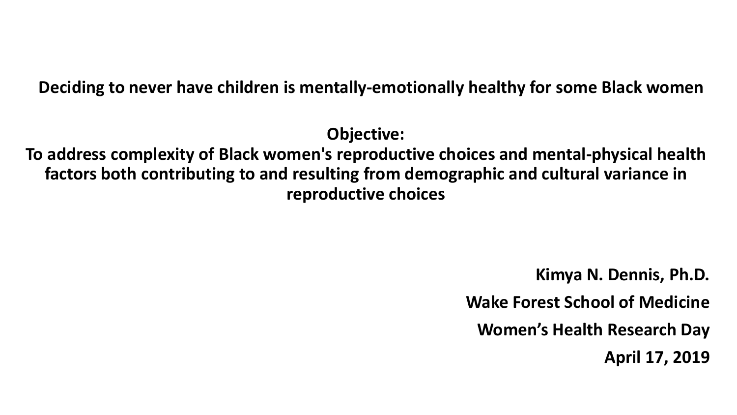# Deciding to never have children is mentally-emotionally healthy for some Black women

**Objective:**
**To address complexity of Black women's reproductive choices and mental-physical health factors both contributing to and resulting from demographic and cultural variance in reproductive choices**

**Kimya N. Dennis, Ph.D.**

**Wake Forest School of Medicine**

**Women's Health Research Day**

**April 17, 2019**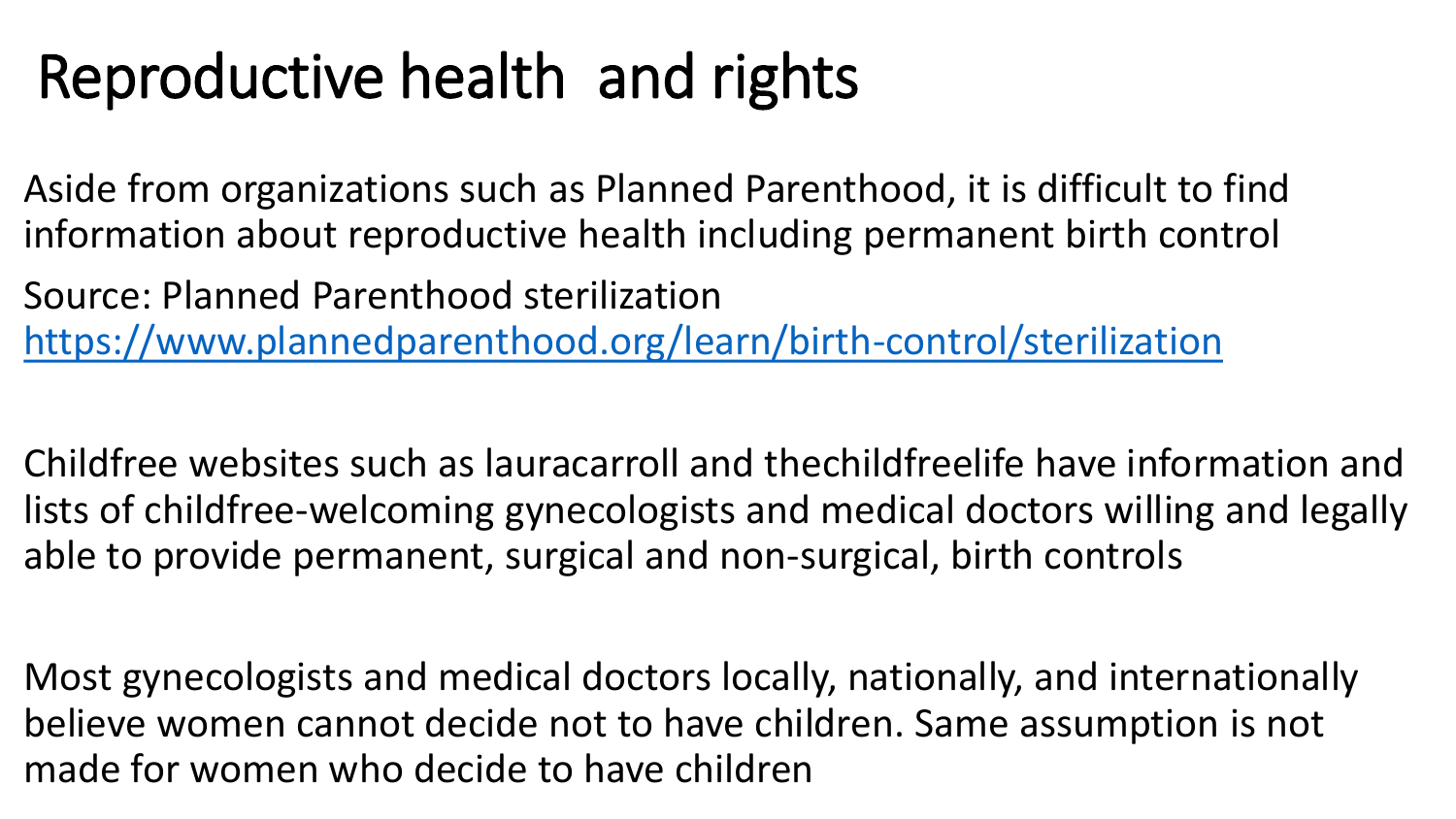# Reproductive health and rights

Aside from organizations such as Planned Parenthood, it is difficult to find information about reproductive health including permanent birth control

Source: Planned Parenthood sterilization https://www.plannedparenthood.org/learn/birth-control/sterilization

Childfree websites such as lauracarroll and thechildfreelife have information and lists of childfree-welcoming gynecologists and medical doctors willing and legally able to provide permanent, surgical and non-surgical, birth controls

Most gynecologists and medical doctors locally, nationally, and internationally believe women cannot decide not to have children. Same assumption is not made for women who decide to have children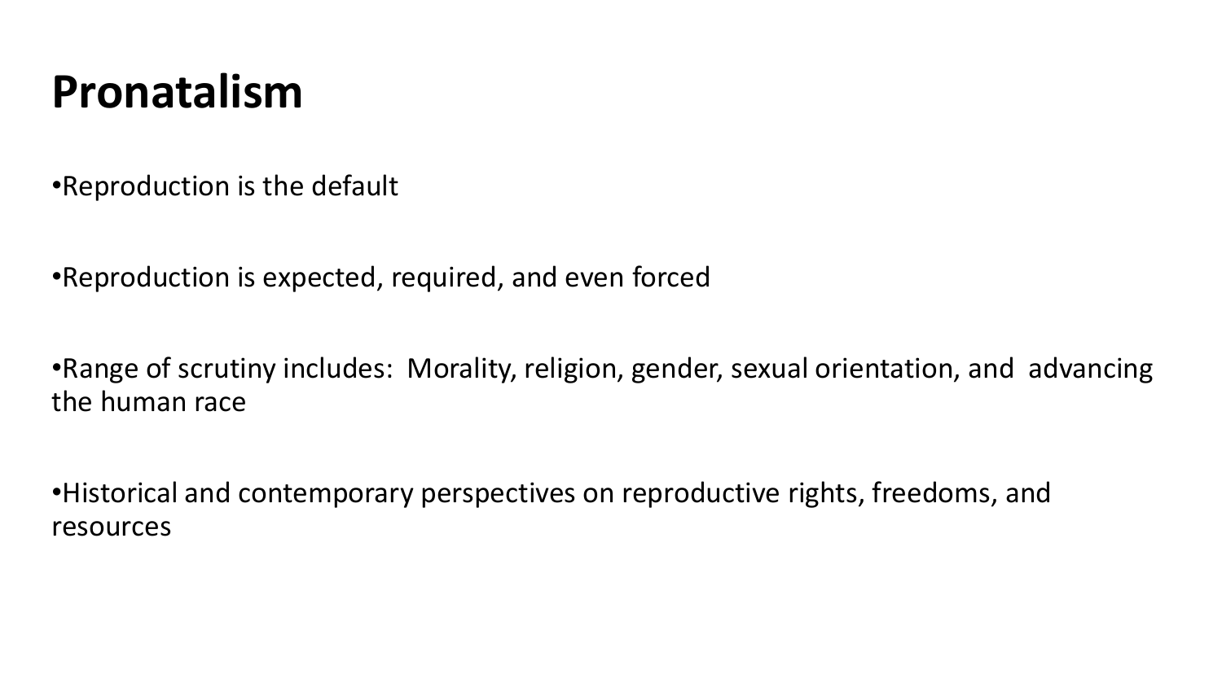# Pronatalism

- Reproduction is the default

- Reproduction is expected, required, and even forced

- Range of scrutiny includes: Morality, religion, gender, sexual orientation, and advancing the human race

- Historical and contemporary perspectives on reproductive rights, freedoms, and resources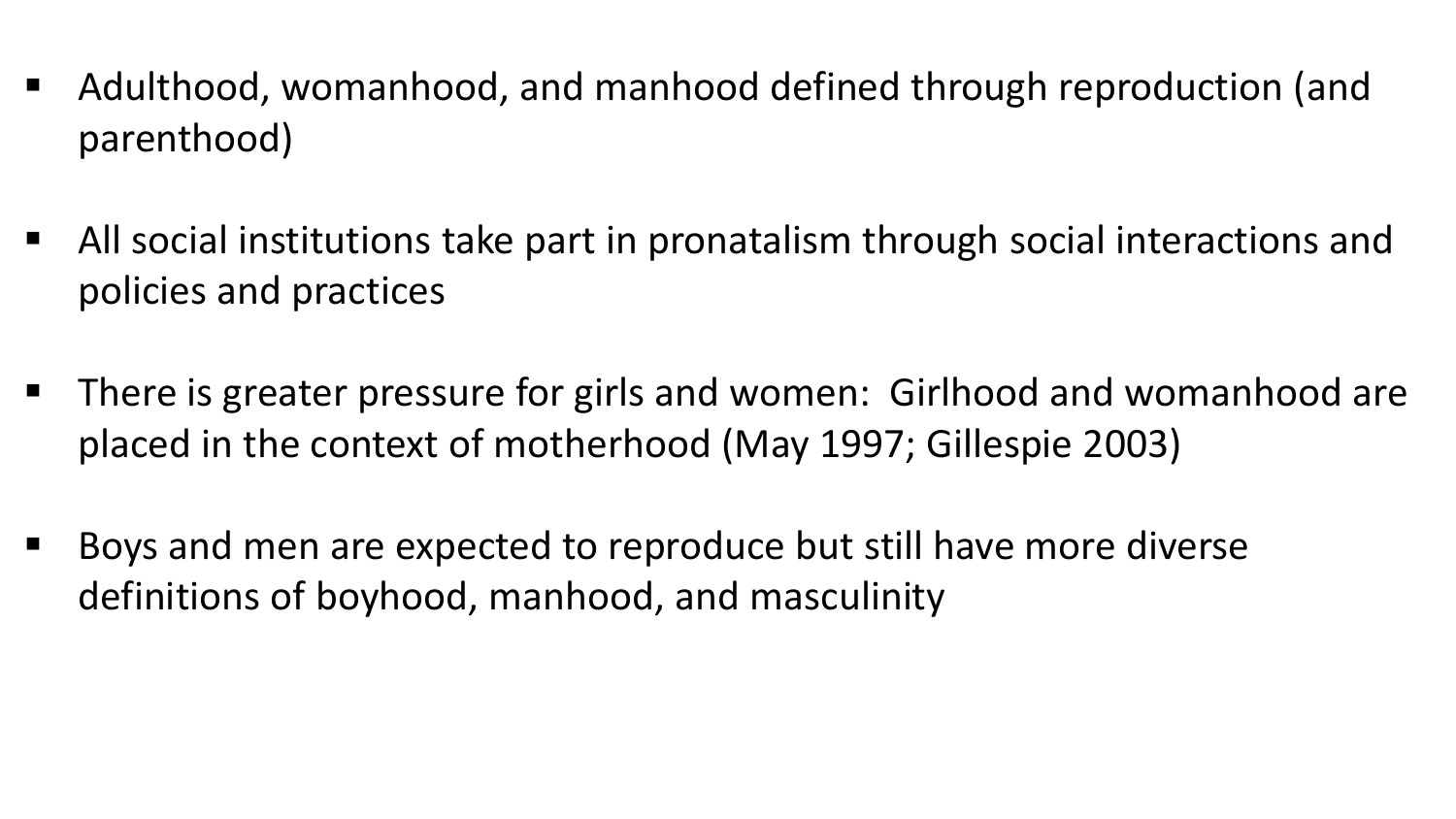- Adulthood, womanhood, and manhood defined through reproduction (and parenthood)

- All social institutions take part in pronatalism through social interactions and policies and practices

- There is greater pressure for girls and women: Girlhood and womanhood are placed in the context of motherhood (May 1997; Gillespie 2003)

- Boys and men are expected to reproduce but still have more diverse definitions of boyhood, manhood, and masculinity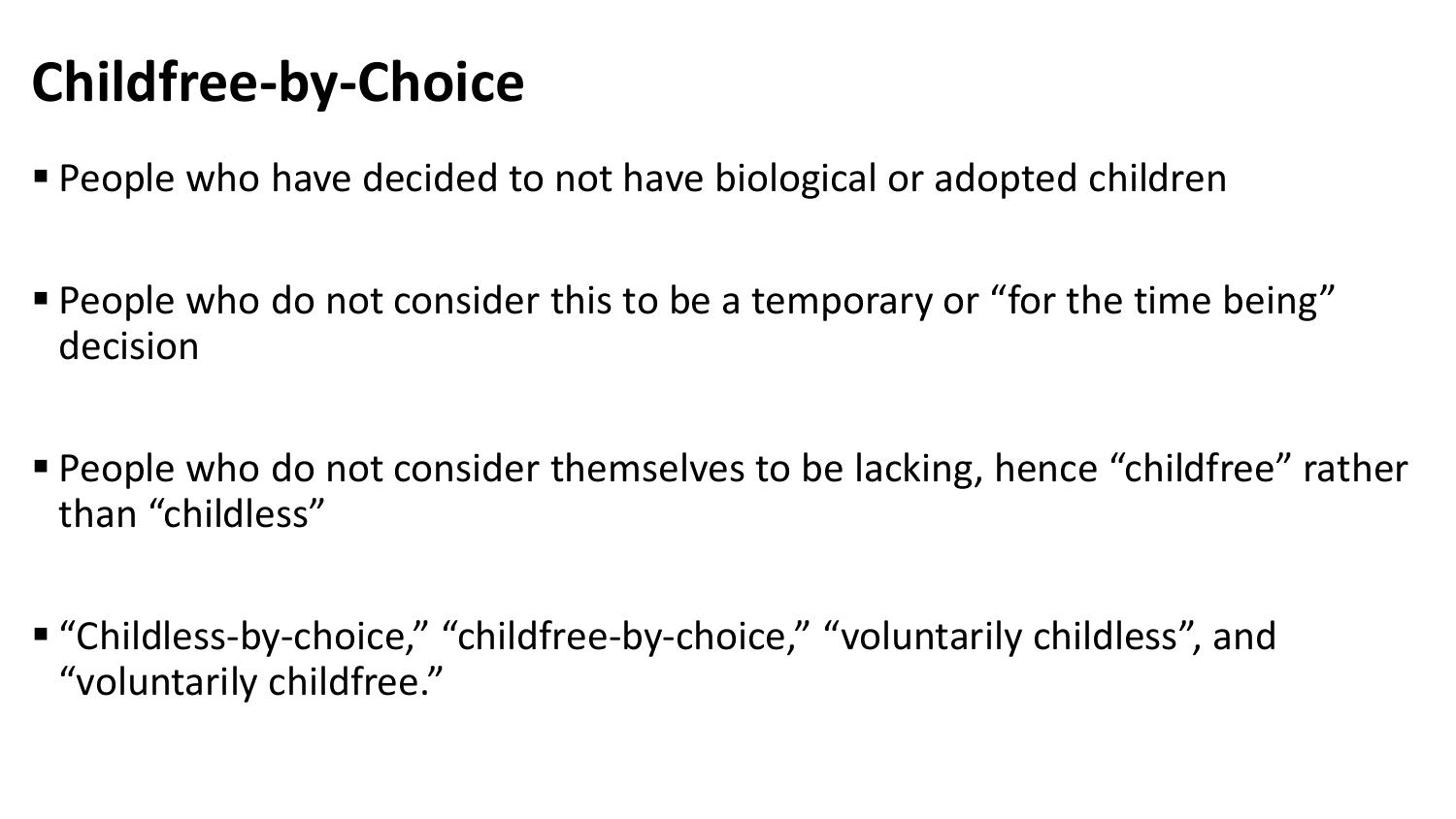# Childfree-by-Choice

- People who have decided to not have biological or adopted children
- People who do not consider this to be a temporary or "for the time being" decision
- People who do not consider themselves to be lacking, hence "childfree" rather than "childless"
- "Childless-by-choice," "childfree-by-choice," "voluntarily childless", and "voluntarily childfree."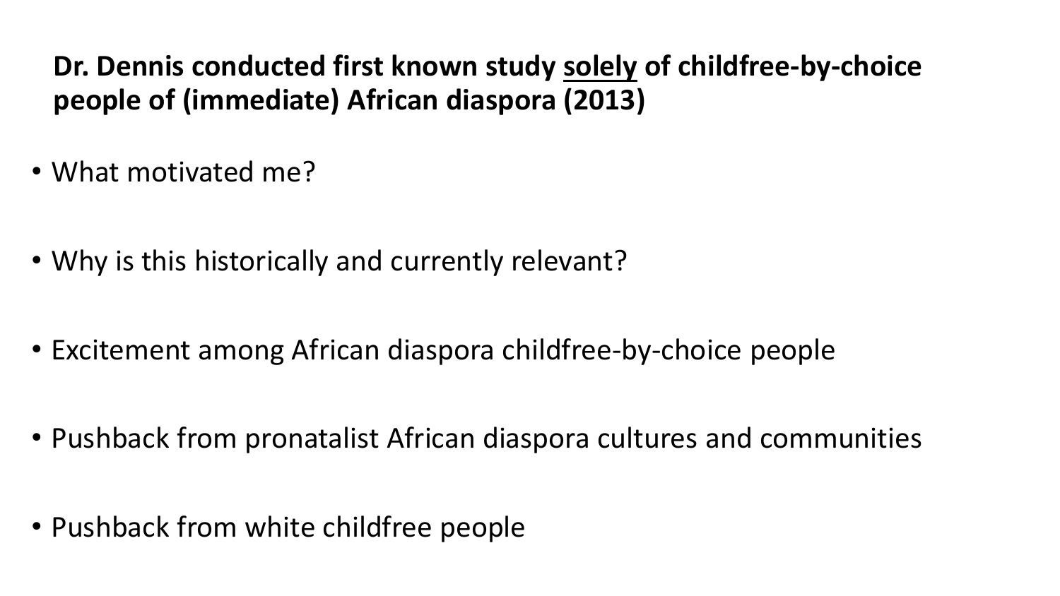**Dr. Dennis conducted first known study <u>solely</u> of childfree-by-choice people of (immediate) African diaspora (2013)**

- What motivated me?
- Why is this historically and currently relevant?
- Excitement among African diaspora childfree-by-choice people
- Pushback from pronatalist African diaspora cultures and communities
- Pushback from white childfree people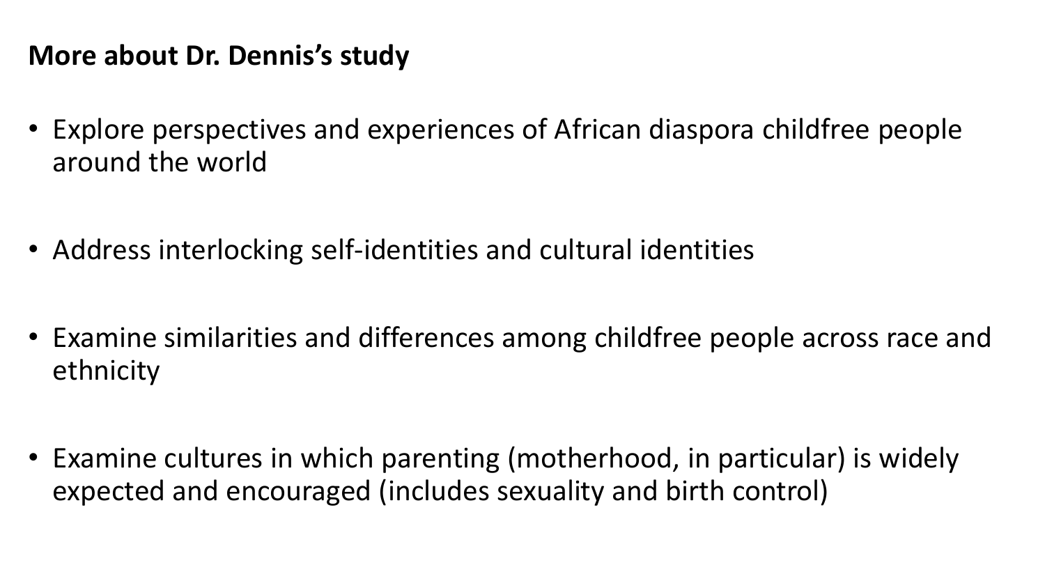**More about Dr. Dennis's study**

- Explore perspectives and experiences of African diaspora childfree people around the world
- Address interlocking self-identities and cultural identities
- Examine similarities and differences among childfree people across race and ethnicity
- Examine cultures in which parenting (motherhood, in particular) is widely expected and encouraged (includes sexuality and birth control)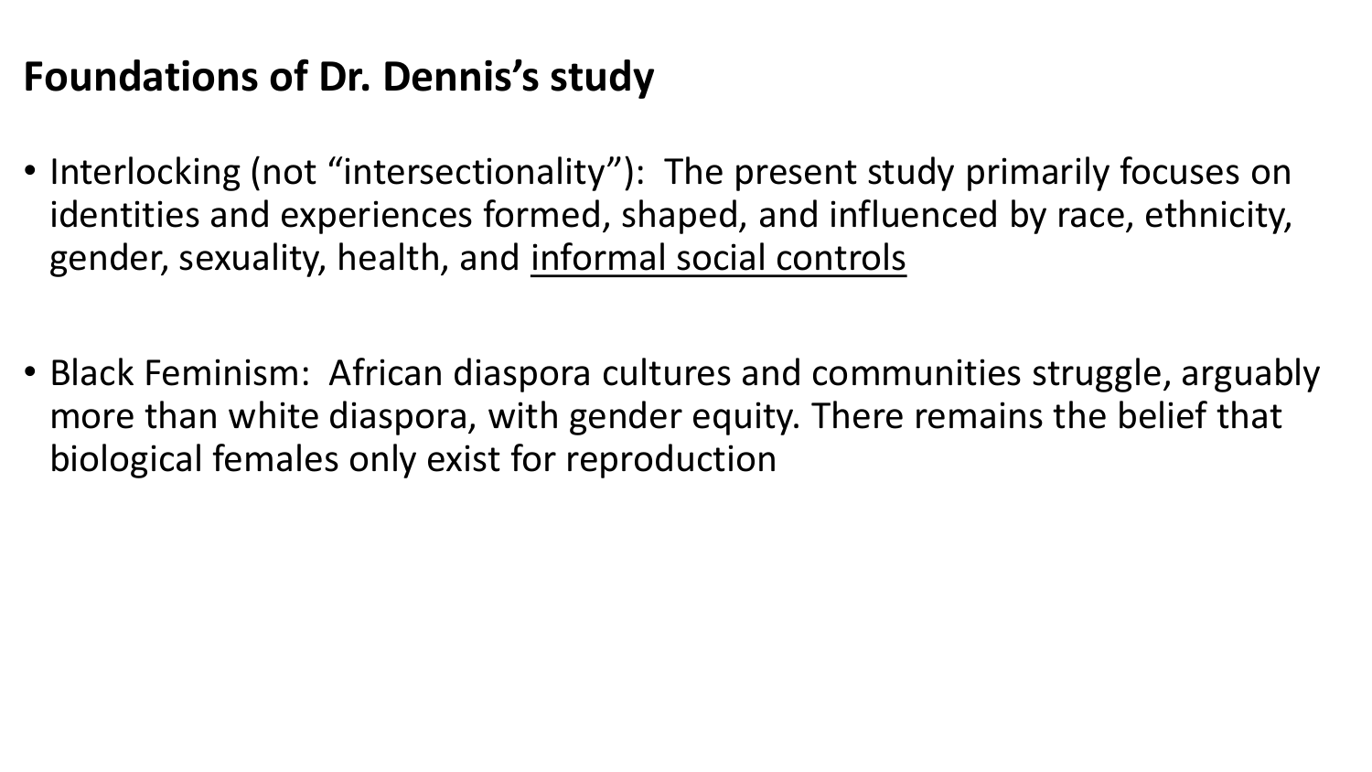# Foundations of Dr. Dennis's study

- Interlocking (not "intersectionality"): The present study primarily focuses on identities and experiences formed, shaped, and influenced by race, ethnicity, gender, sexuality, health, and <u>informal social controls</u>

- Black Feminism: African diaspora cultures and communities struggle, arguably more than white diaspora, with gender equity. There remains the belief that biological females only exist for reproduction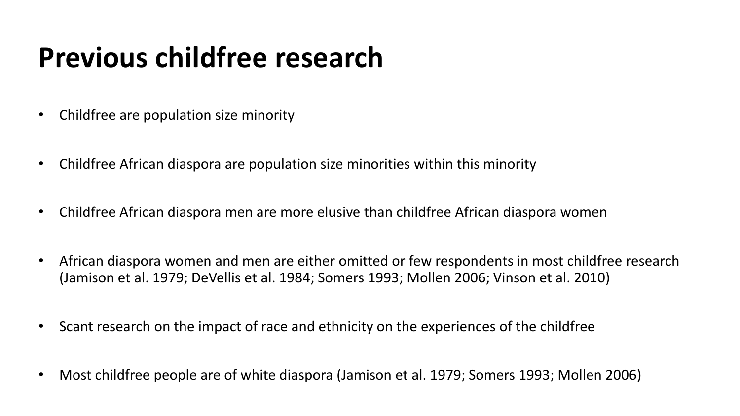# Previous childfree research

- Childfree are population size minority
- Childfree African diaspora are population size minorities within this minority
- Childfree African diaspora men are more elusive than childfree African diaspora women
- African diaspora women and men are either omitted or few respondents in most childfree research (Jamison et al. 1979; DeVellis et al. 1984; Somers 1993; Mollen 2006; Vinson et al. 2010)
- Scant research on the impact of race and ethnicity on the experiences of the childfree
- Most childfree people are of white diaspora (Jamison et al. 1979; Somers 1993; Mollen 2006)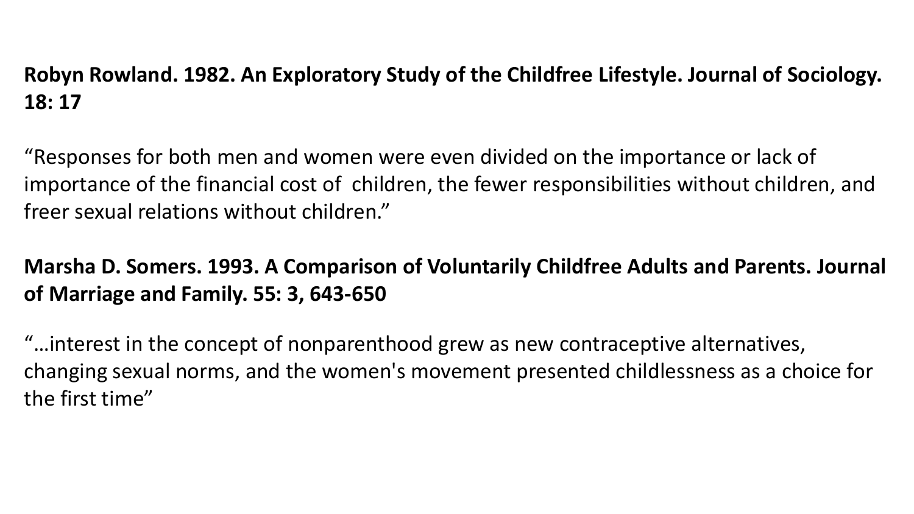**Robyn Rowland. 1982. An Exploratory Study of the Childfree Lifestyle. Journal of Sociology. 18: 17**

"Responses for both men and women were even divided on the importance or lack of importance of the financial cost of children, the fewer responsibilities without children, and freer sexual relations without children."

**Marsha D. Somers. 1993. A Comparison of Voluntarily Childfree Adults and Parents. Journal of Marriage and Family. 55: 3, 643-650**

"…interest in the concept of nonparenthood grew as new contraceptive alternatives, changing sexual norms, and the women's movement presented childlessness as a choice for the first time"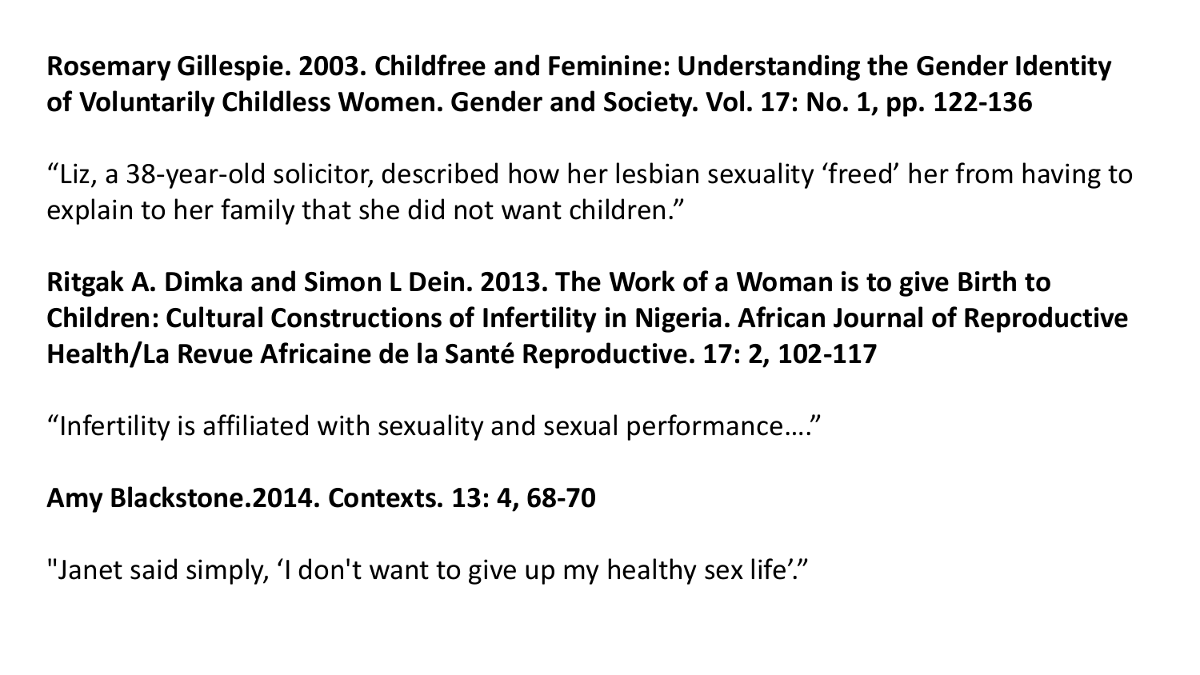**Rosemary Gillespie. 2003. Childfree and Feminine: Understanding the Gender Identity of Voluntarily Childless Women. Gender and Society. Vol. 17: No. 1, pp. 122-136**

“Liz, a 38-year-old solicitor, described how her lesbian sexuality ‘freed’ her from having to explain to her family that she did not want children.”

**Ritgak A. Dimka and Simon L Dein. 2013. The Work of a Woman is to give Birth to Children: Cultural Constructions of Infertility in Nigeria. African Journal of Reproductive Health/La Revue Africaine de la Santé Reproductive. 17: 2, 102-117**

“Infertility is affiliated with sexuality and sexual performance….”

**Amy Blackstone.2014. Contexts. 13: 4, 68-70**

"Janet said simply, ‘I don't want to give up my healthy sex life’."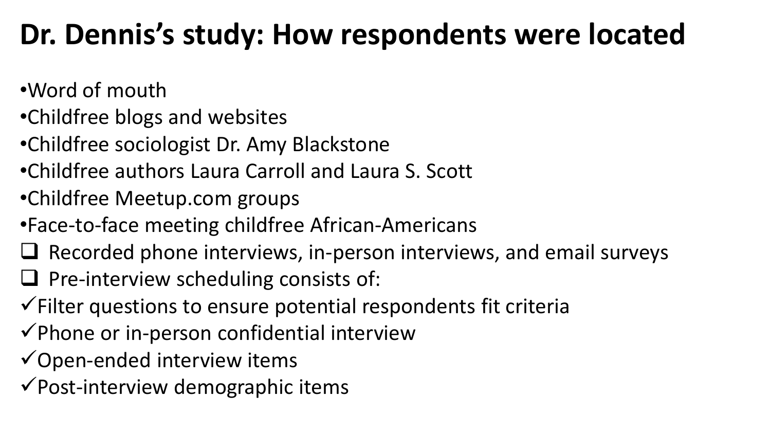# Dr. Dennis's study: How respondents were located

- Word of mouth
- Childfree blogs and websites
- Childfree sociologist Dr. Amy Blackstone
- Childfree authors Laura Carroll and Laura S. Scott
- Childfree Meetup.com groups
- Face-to-face meeting childfree African-Americans

- Recorded phone interviews, in-person interviews, and email surveys
- Pre-interview scheduling consists of:

✓ Filter questions to ensure potential respondents fit criteria
✓ Phone or in-person confidential interview
✓ Open-ended interview items
✓ Post-interview demographic items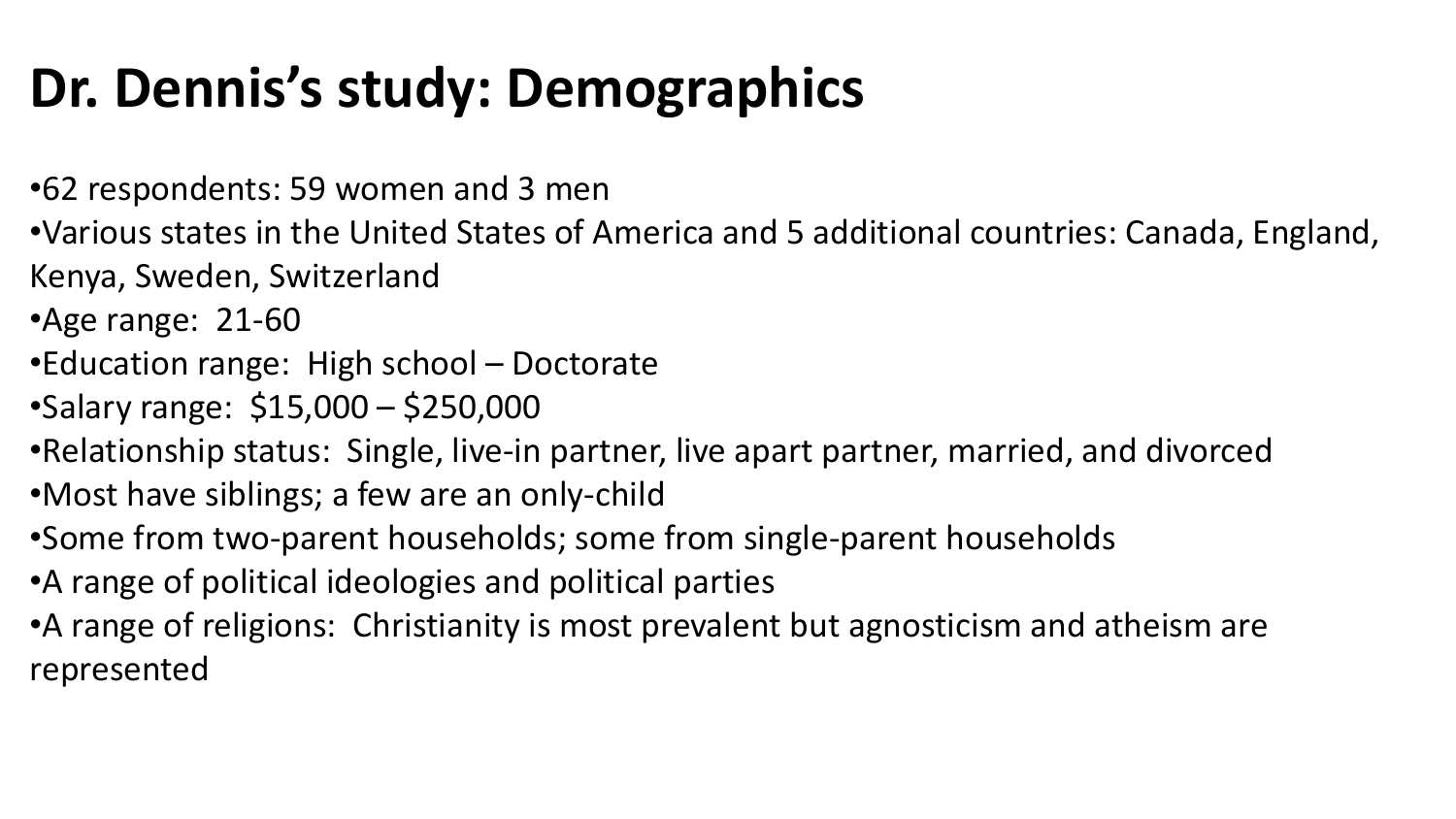# Dr. Dennis's study: Demographics

- 62 respondents: 59 women and 3 men
- Various states in the United States of America and 5 additional countries: Canada, England, Kenya, Sweden, Switzerland
- Age range: 21-60
- Education range: High school – Doctorate
- Salary range: $15,000 – $250,000
- Relationship status: Single, live-in partner, live apart partner, married, and divorced
- Most have siblings; a few are an only-child
- Some from two-parent households; some from single-parent households
- A range of political ideologies and political parties
- A range of religions: Christianity is most prevalent but agnosticism and atheism are represented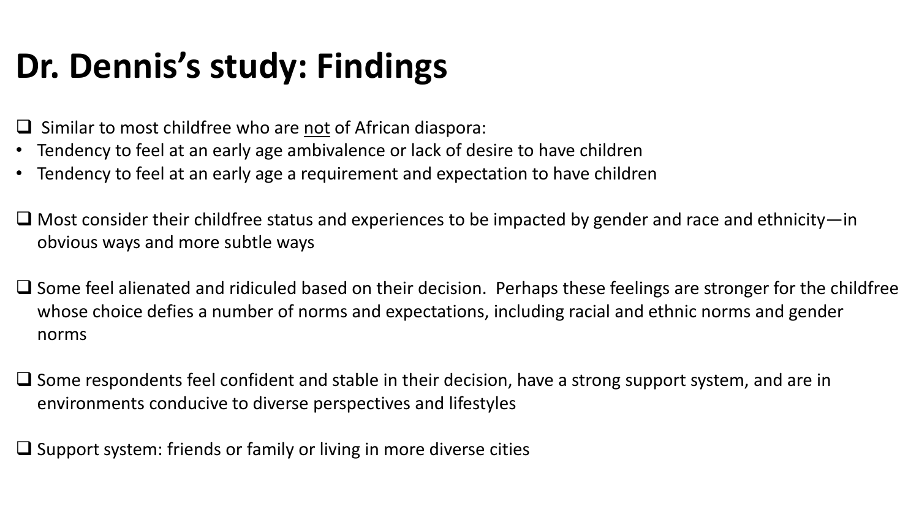# Dr. Dennis's study: Findings

- ❑ Similar to most childfree who are <u>not</u> of African diaspora:
  - Tendency to feel at an early age ambivalence or lack of desire to have children
  - Tendency to feel at an early age a requirement and expectation to have children

- ❑ Most consider their childfree status and experiences to be impacted by gender and race and ethnicity—in obvious ways and more subtle ways

- ❑ Some feel alienated and ridiculed based on their decision. Perhaps these feelings are stronger for the childfree whose choice defies a number of norms and expectations, including racial and ethnic norms and gender norms

- ❑ Some respondents feel confident and stable in their decision, have a strong support system, and are in environments conducive to diverse perspectives and lifestyles

- ❑ Support system: friends or family or living in more diverse cities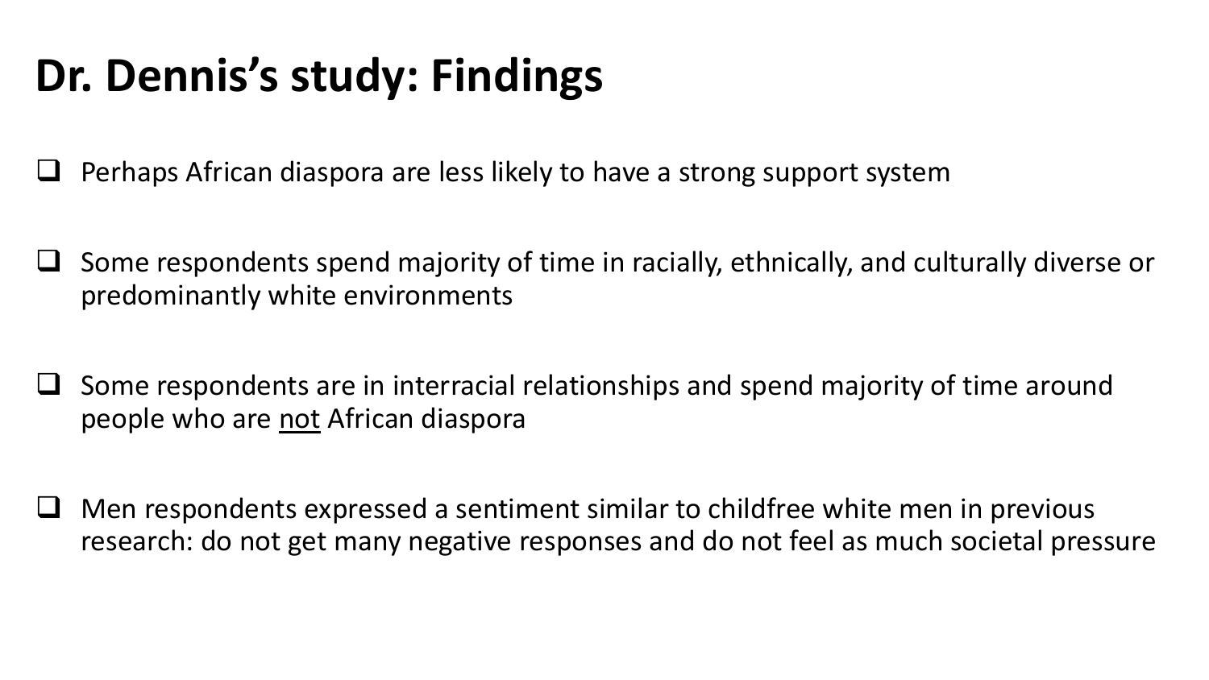# Dr. Dennis's study: Findings

- Perhaps African diaspora are less likely to have a strong support system
- Some respondents spend majority of time in racially, ethnically, and culturally diverse or predominantly white environments
- Some respondents are in interracial relationships and spend majority of time around people who are <u>not</u> African diaspora
- Men respondents expressed a sentiment similar to childfree white men in previous research: do not get many negative responses and do not feel as much societal pressure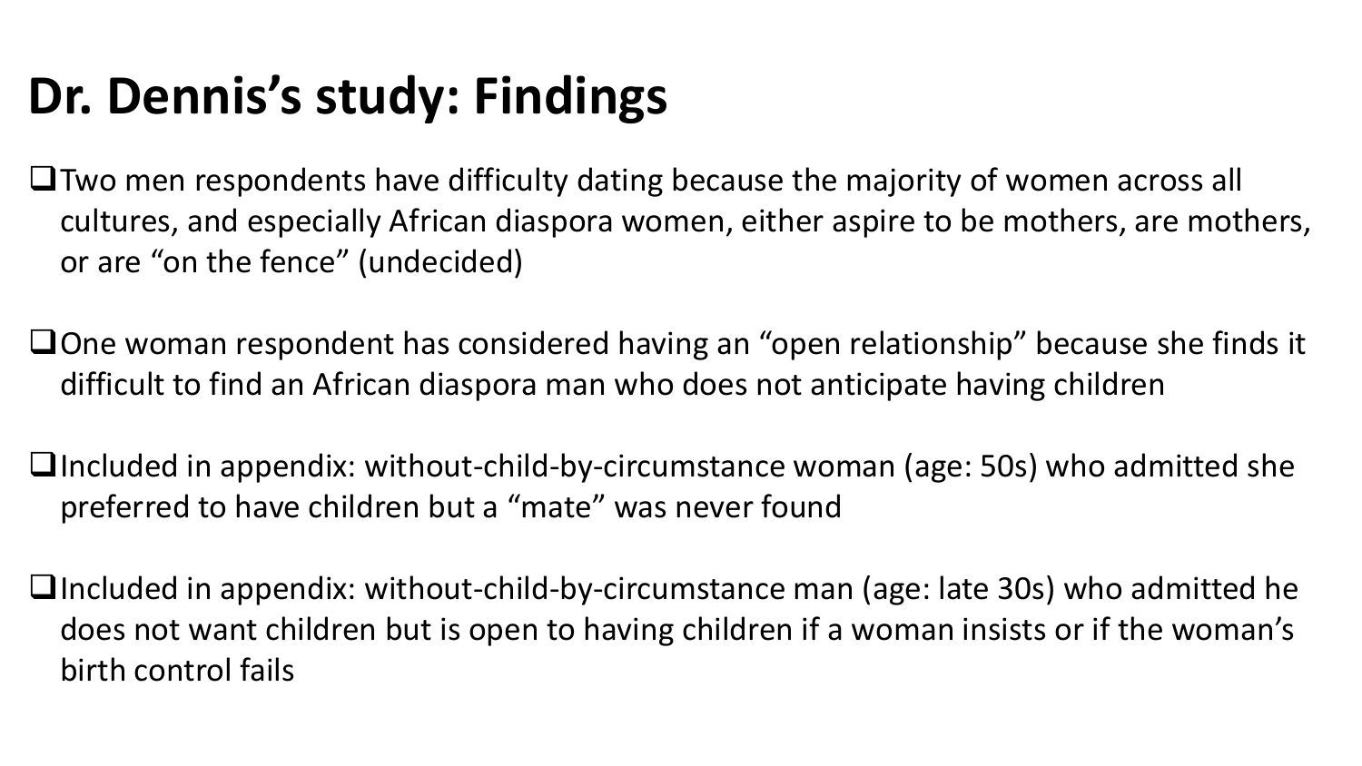# Dr. Dennis's study: Findings

- Two men respondents have difficulty dating because the majority of women across all cultures, and especially African diaspora women, either aspire to be mothers, are mothers, or are "on the fence" (undecided)

- One woman respondent has considered having an "open relationship" because she finds it difficult to find an African diaspora man who does not anticipate having children

- Included in appendix: without-child-by-circumstance woman (age: 50s) who admitted she preferred to have children but a "mate" was never found

- Included in appendix: without-child-by-circumstance man (age: late 30s) who admitted he does not want children but is open to having children if a woman insists or if the woman's birth control fails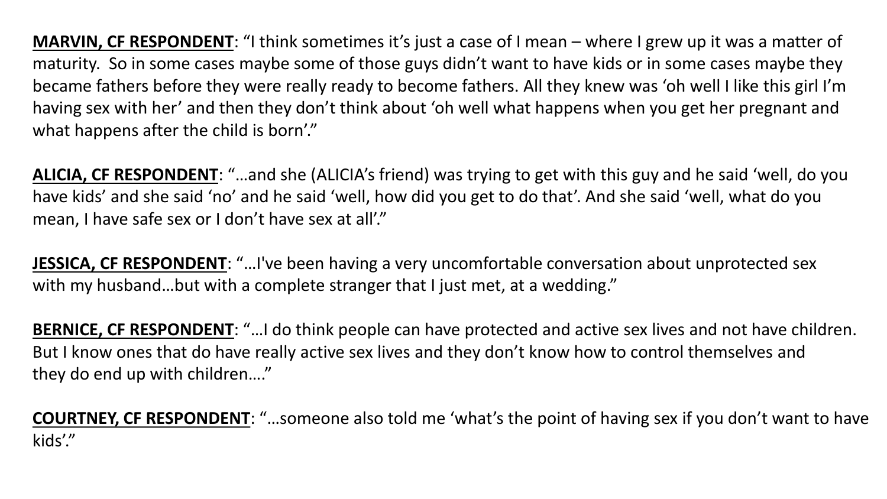**MARVIN, CF RESPONDENT**: "I think sometimes it's just a case of I mean – where I grew up it was a matter of maturity. So in some cases maybe some of those guys didn't want to have kids or in some cases maybe they became fathers before they were really ready to become fathers. All they knew was 'oh well I like this girl I'm having sex with her' and then they don't think about 'oh well what happens when you get her pregnant and what happens after the child is born'."

**ALICIA, CF RESPONDENT**: "…and she (ALICIA's friend) was trying to get with this guy and he said 'well, do you have kids' and she said 'no' and he said 'well, how did you get to do that'. And she said 'well, what do you mean, I have safe sex or I don't have sex at all'."

**JESSICA, CF RESPONDENT**: "…I've been having a very uncomfortable conversation about unprotected sex with my husband…but with a complete stranger that I just met, at a wedding."

**BERNICE, CF RESPONDENT**: "…I do think people can have protected and active sex lives and not have children. But I know ones that do have really active sex lives and they don't know how to control themselves and they do end up with children…."

**COURTNEY, CF RESPONDENT**: "…someone also told me 'what's the point of having sex if you don't want to have kids'."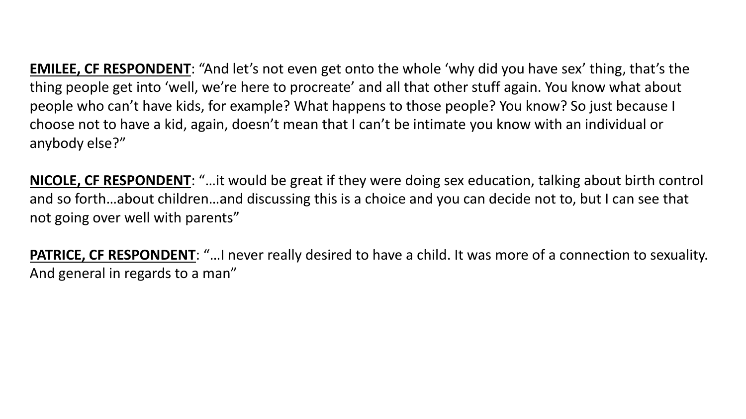**<u>EMILEE, CF RESPONDENT</u>**: "And let's not even get onto the whole 'why did you have sex' thing, that's the thing people get into 'well, we're here to procreate' and all that other stuff again. You know what about people who can't have kids, for example? What happens to those people? You know? So just because I choose not to have a kid, again, doesn't mean that I can't be intimate you know with an individual or anybody else?"

**<u>NICOLE, CF RESPONDENT</u>**: "…it would be great if they were doing sex education, talking about birth control and so forth…about children…and discussing this is a choice and you can decide not to, but I can see that not going over well with parents"

**<u>PATRICE, CF RESPONDENT</u>**: "…I never really desired to have a child. It was more of a connection to sexuality. And general in regards to a man"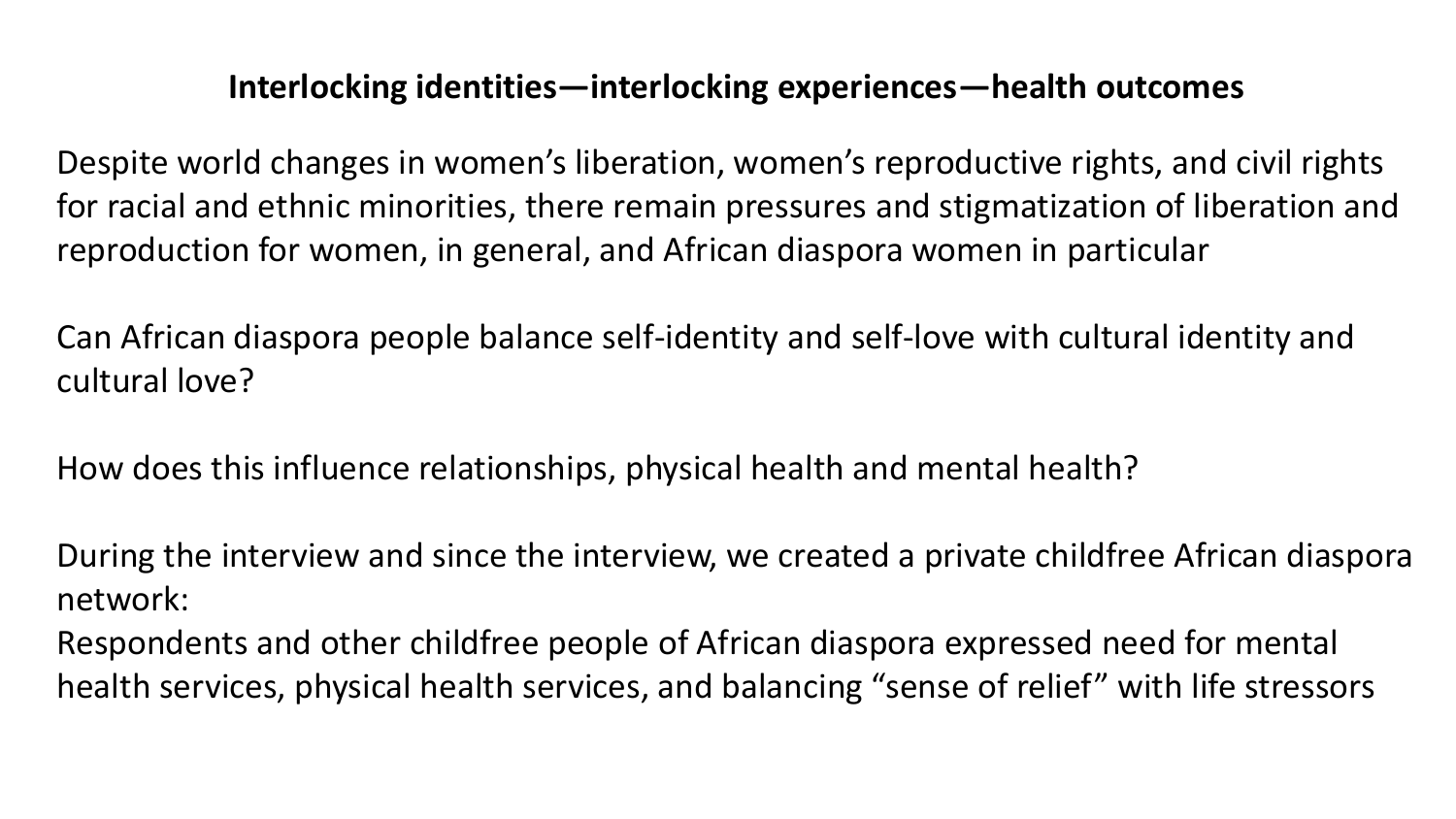## Interlocking identities—interlocking experiences—health outcomes

Despite world changes in women's liberation, women's reproductive rights, and civil rights for racial and ethnic minorities, there remain pressures and stigmatization of liberation and reproduction for women, in general, and African diaspora women in particular

Can African diaspora people balance self-identity and self-love with cultural identity and cultural love?

How does this influence relationships, physical health and mental health?

During the interview and since the interview, we created a private childfree African diaspora network:
Respondents and other childfree people of African diaspora expressed need for mental health services, physical health services, and balancing "sense of relief" with life stressors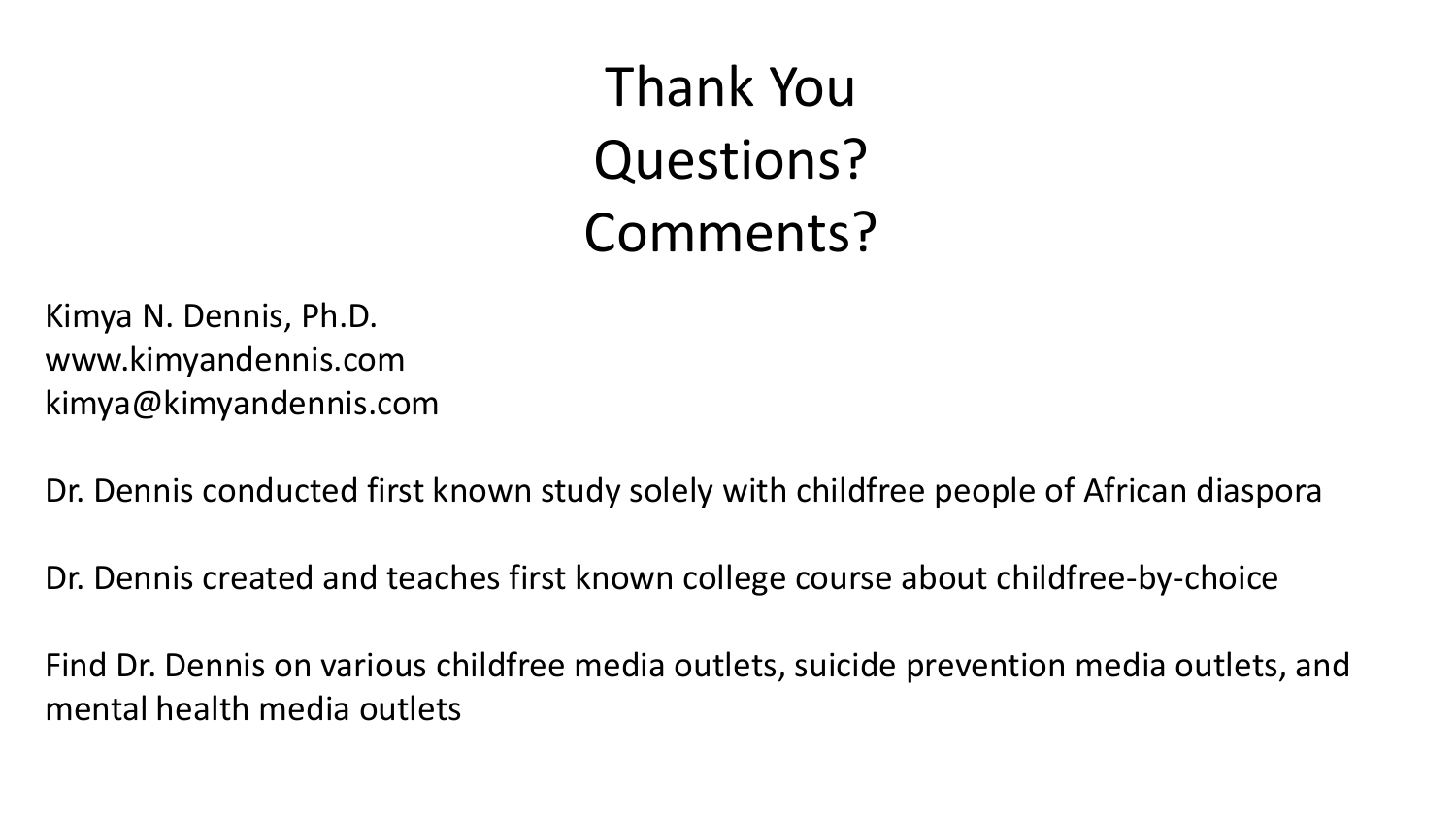# Thank You
# Questions?
# Comments?

Kimya N. Dennis, Ph.D.
www.kimyandennis.com
kimya@kimyandennis.com

Dr. Dennis conducted first known study solely with childfree people of African diaspora

Dr. Dennis created and teaches first known college course about childfree-by-choice

Find Dr. Dennis on various childfree media outlets, suicide prevention media outlets, and mental health media outlets